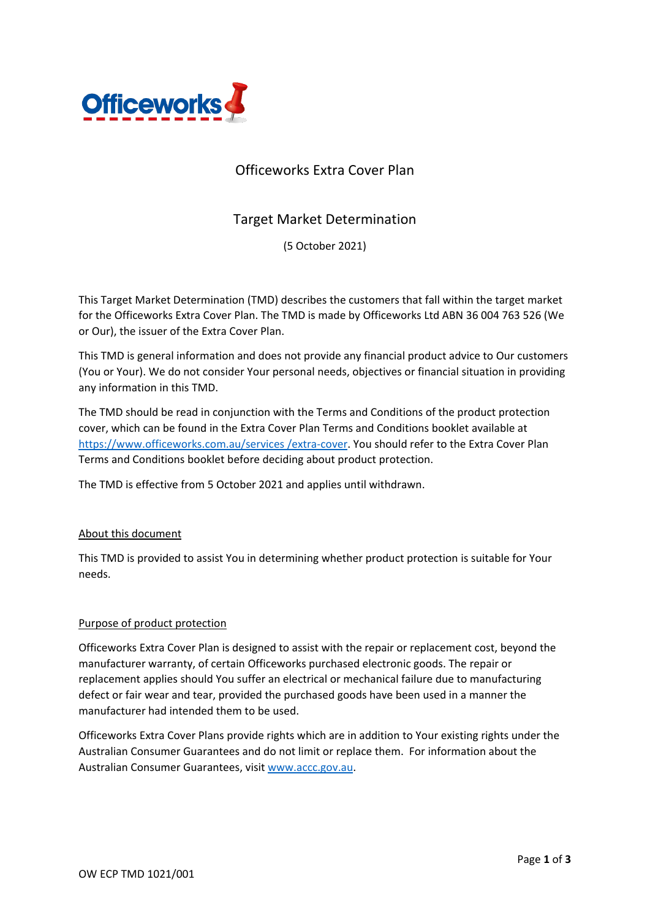# Officeworks Extra Cover Plan

## Target Market Determination

(5 October 2021)

This Target Market Determination (TMD) describes the customers that fall within the target market for the Officeworks Extra Cover Plan. The TMD is made by Officeworks Ltd ABN 36 004 763 526 (We or Our), the issuer of the Extra Cover Plan.

This TMD is general information and does not provide any financial product advice to Our customers (You or Your). We do not consider Your personal needs, objectives or financial situation in providing any information in this TMD.

The TMD should be read in conjunction with the Terms and Conditions of the product protection cover, which can be found in the Extra Cover Plan Terms and Conditions booklet available at [https://www.officeworks.com.au/services /extra-cover](https://www.officeworks.com.au/services/extra-cover). You should refer to the Extra Cover Plan Terms and Conditions booklet before deciding about product protection.

The TMD is effective from 5 October 2021 and applies until withdrawn.

### About this document

This TMD is provided to assist You in determining whether product protection is suitable for Your needs.

### Purpose of product protection

Officeworks Extra Cover Plan is designed to assist with the repair or replacement cost, beyond the manufacturer warranty, of certain Officeworks purchased electronic goods. The repair or replacement applies should You suffer an electrical or mechanical failure due to manufacturing defect or fair wear and tear, provided the purchased goods have been used in a manner the manufacturer had intended them to be used.

Officeworks Extra Cover Plans provide rights which are in addition to Your existing rights under the Australian Consumer Guarantees and do not limit or replace them. For information about the Australian Consumer Guarantees, visit [www.accc.gov.au](http://www.accc.gov.au).

OW ECP TMD 1021/001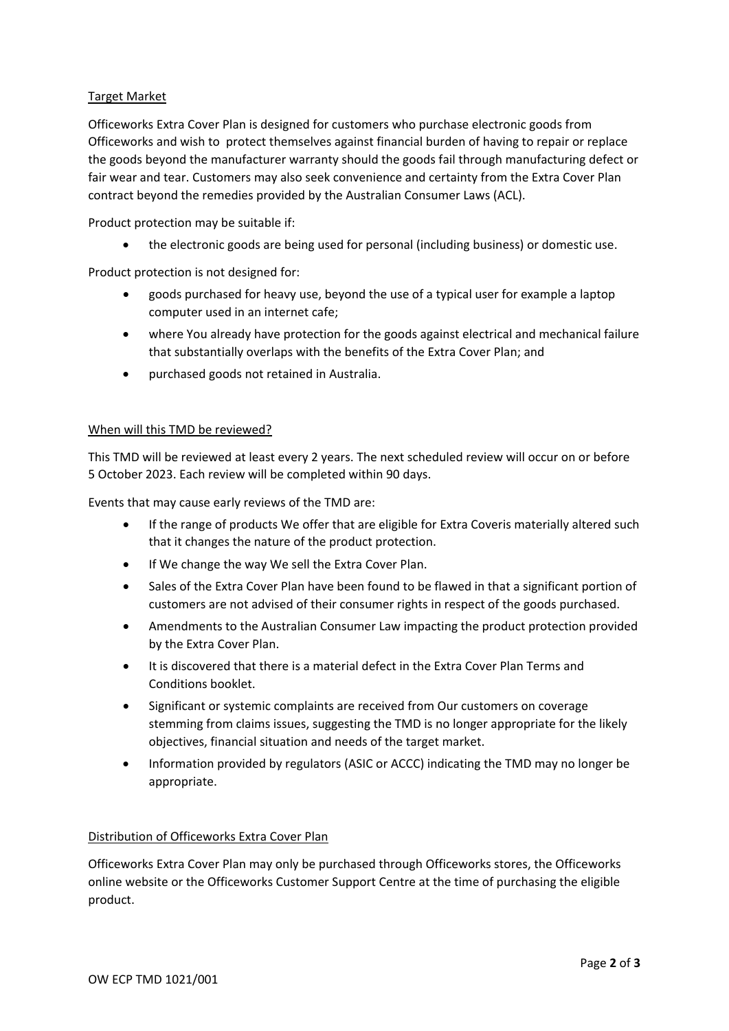## Target Market

Officeworks Extra Cover Plan is designed for customers who purchase electronic goods from Officeworks and wish to  protect themselves against financial burden of having to repair or replace the goods beyond the manufacturer warranty should the goods fail through manufacturing defect or fair wear and tear. Customers may also seek convenience and certainty from the Extra Cover Plan contract beyond the remedies provided by the Australian Consumer Laws (ACL).

Product protection may be suitable if:

- the electronic goods are being used for personal (including business) or domestic use.

Product protection is not designed for:

- goods purchased for heavy use, beyond the use of a typical user for example a laptop computer used in an internet cafe;
- where You already have protection for the goods against electrical and mechanical failure that substantially overlaps with the benefits of the Extra Cover Plan; and
- purchased goods not retained in Australia.

## When will this TMD be reviewed?

This TMD will be reviewed at least every 2 years. The next scheduled review will occur on or before 5 October 2023. Each review will be completed within 90 days.

Events that may cause early reviews of the TMD are:

- If the range of products We offer that are eligible for Extra Coveris materially altered such that it changes the nature of the product protection.
- If We change the way We sell the Extra Cover Plan.
- Sales of the Extra Cover Plan have been found to be flawed in that a significant portion of customers are not advised of their consumer rights in respect of the goods purchased.
- Amendments to the Australian Consumer Law impacting the product protection provided by the Extra Cover Plan.
- It is discovered that there is a material defect in the Extra Cover Plan Terms and Conditions booklet.
- Significant or systemic complaints are received from Our customers on coverage stemming from claims issues, suggesting the TMD is no longer appropriate for the likely objectives, financial situation and needs of the target market.
- Information provided by regulators (ASIC or ACCC) indicating the TMD may no longer be appropriate.

## Distribution of Officeworks Extra Cover Plan

Officeworks Extra Cover Plan may only be purchased through Officeworks stores, the Officeworks online website or the Officeworks Customer Support Centre at the time of purchasing the eligible product.

OW ECP TMD 1021/001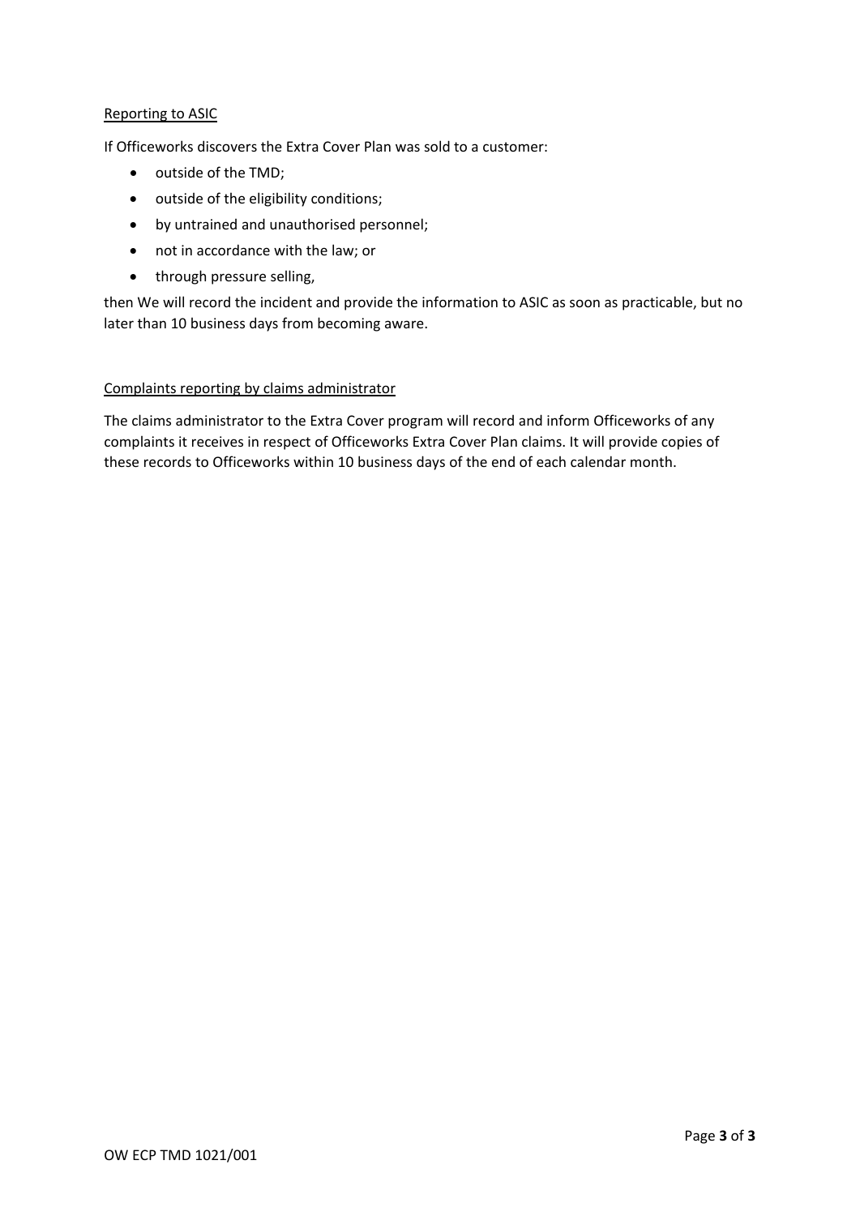Reporting to ASIC

If Officeworks discovers the Extra Cover Plan was sold to a customer:

- outside of the TMD;
- outside of the eligibility conditions;
- by untrained and unauthorised personnel;
- not in accordance with the law; or
- through pressure selling,

then We will record the incident and provide the information to ASIC as soon as practicable, but no later than 10 business days from becoming aware.

Complaints reporting by claims administrator

The claims administrator to the Extra Cover program will record and inform Officeworks of any complaints it receives in respect of Officeworks Extra Cover Plan claims. It will provide copies of these records to Officeworks within 10 business days of the end of each calendar month.